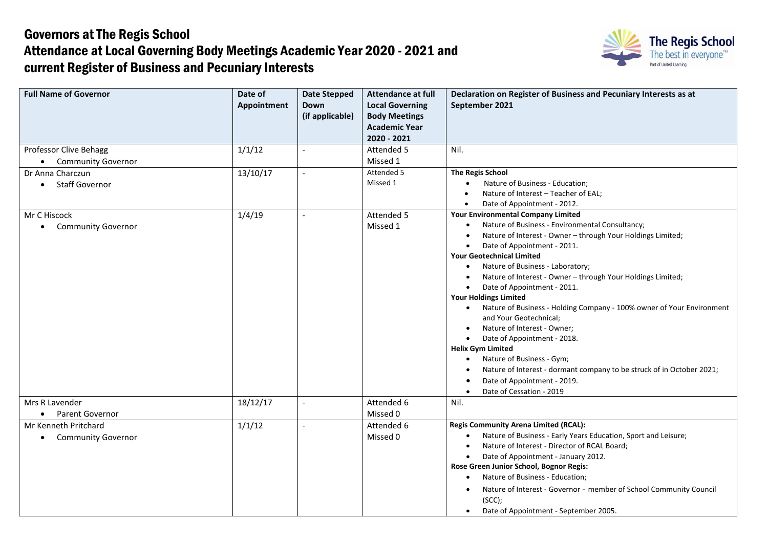# Governors at The Regis School
# Attendance at Local Governing Body Meetings Academic Year 2020 - 2021 and current Register of Business and Pecuniary Interests

| Full Name of Governor | Date of Appointment | Date Stepped Down (if applicable) | Attendance at full Local Governing Body Meetings Academic Year 2020 - 2021 | Declaration on Register of Business and Pecuniary Interests as at September 2021 |
|---|---|---|---|---|
| Professor Clive Behagg<br>• Community Governor | 1/1/12 | - | Attended 5<br>Missed 1 | Nil. |
| Dr Anna Charczun<br>• Staff Governor | 13/10/17 | - | Attended 5<br>Missed 1 | **The Regis School**<br>• Nature of Business - Education;<br>• Nature of Interest – Teacher of EAL;<br>• Date of Appointment - 2012. |
| Mr C Hiscock<br>• Community Governor | 1/4/19 | - | Attended 5<br>Missed 1 | **Your Environmental Company Limited**<br>• Nature of Business - Environmental Consultancy;<br>• Nature of Interest - Owner – through Your Holdings Limited;<br>• Date of Appointment - 2011.<br>**Your Geotechnical Limited**<br>• Nature of Business - Laboratory;<br>• Nature of Interest - Owner – through Your Holdings Limited;<br>• Date of Appointment - 2011.<br>**Your Holdings Limited**<br>• Nature of Business - Holding Company - 100% owner of Your Environment and Your Geotechnical;<br>• Nature of Interest - Owner;<br>• Date of Appointment - 2018.<br>**Helix Gym Limited**<br>• Nature of Business - Gym;<br>• Nature of Interest - dormant company to be struck of in October 2021;<br>• Date of Appointment - 2019.<br>• Date of Cessation - 2019 |
| Mrs R Lavender<br>• Parent Governor | 18/12/17 | - | Attended 6<br>Missed 0 | Nil. |
| Mr Kenneth Pritchard<br>• Community Governor | 1/1/12 | - | Attended 6<br>Missed 0 | **Regis Community Arena Limited (RCAL):**<br>• Nature of Business - Early Years Education, Sport and Leisure;<br>• Nature of Interest - Director of RCAL Board;<br>• Date of Appointment - January 2012.<br>**Rose Green Junior School, Bognor Regis:**<br>• Nature of Business - Education;<br>• Nature of Interest - Governor - member of School Community Council (SCC);<br>• Date of Appointment - September 2005. |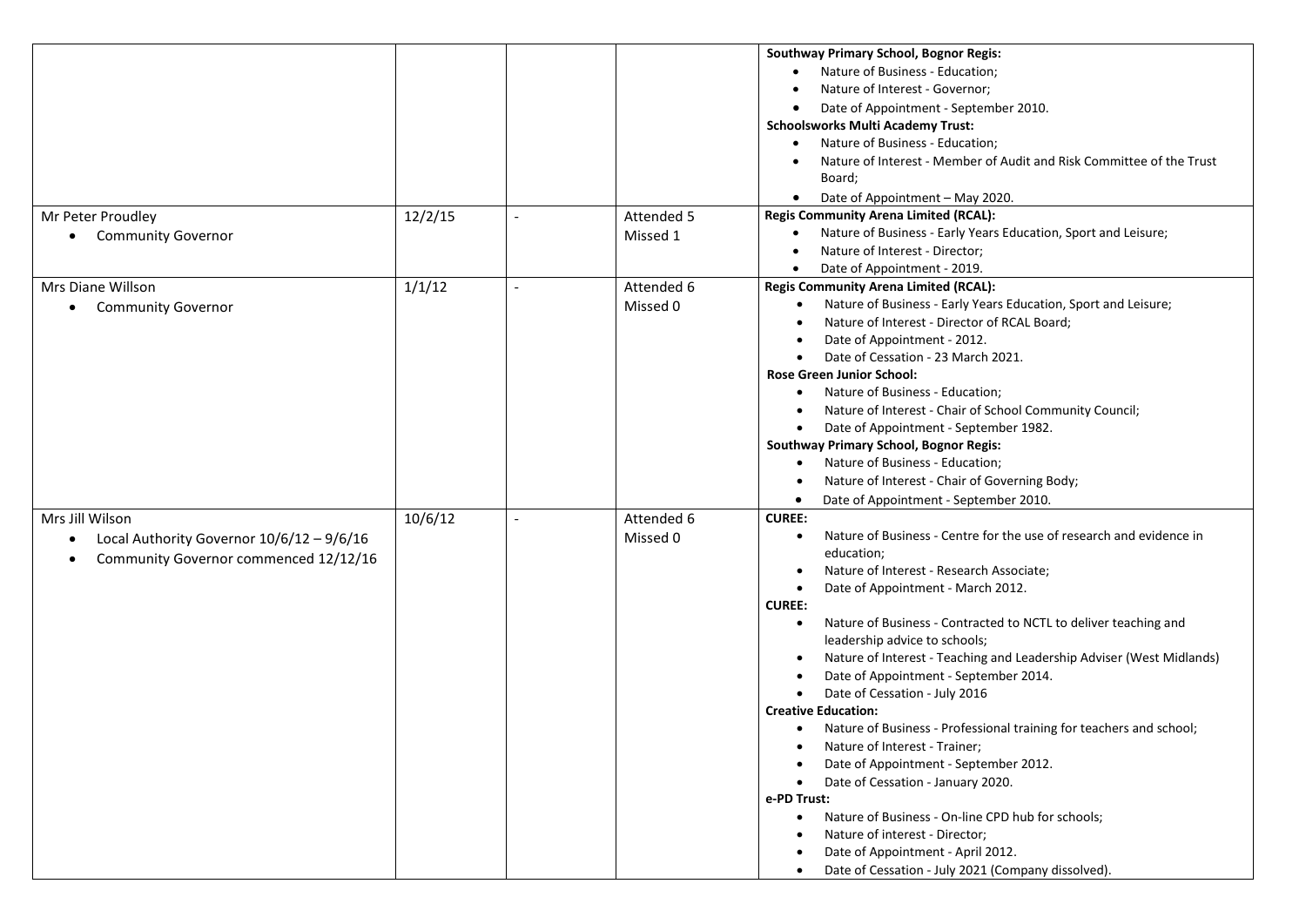| | | | | |
|---|---|---|---|---|
| | | | | **Southway Primary School, Bognor Regis:**<br>• Nature of Business - Education;<br>• Nature of Interest - Governor;<br>• Date of Appointment - September 2010.<br>**Schoolsworks Multi Academy Trust:**<br>• Nature of Business - Education;<br>• Nature of Interest - Member of Audit and Risk Committee of the Trust Board;<br>• Date of Appointment – May 2020. |
| Mr Peter Proudley<br>• Community Governor | 12/2/15 | - | Attended 5<br>Missed 1 | **Regis Community Arena Limited (RCAL):**<br>• Nature of Business - Early Years Education, Sport and Leisure;<br>• Nature of Interest - Director;<br>• Date of Appointment - 2019. |
| Mrs Diane Willson<br>• Community Governor | 1/1/12 | - | Attended 6<br>Missed 0 | **Regis Community Arena Limited (RCAL):**<br>• Nature of Business - Early Years Education, Sport and Leisure;<br>• Nature of Interest - Director of RCAL Board;<br>• Date of Appointment - 2012.<br>• Date of Cessation - 23 March 2021.<br>**Rose Green Junior School:**<br>• Nature of Business - Education;<br>• Nature of Interest - Chair of School Community Council;<br>• Date of Appointment - September 1982.<br>**Southway Primary School, Bognor Regis:**<br>• Nature of Business - Education;<br>• Nature of Interest - Chair of Governing Body;<br>• Date of Appointment - September 2010. |
| Mrs Jill Wilson<br>• Local Authority Governor 10/6/12 – 9/6/16<br>• Community Governor commenced 12/12/16 | 10/6/12 | - | Attended 6<br>Missed 0 | **CUREE:**<br>• Nature of Business - Centre for the use of research and evidence in education;<br>• Nature of Interest - Research Associate;<br>• Date of Appointment - March 2012.<br>**CUREE:**<br>• Nature of Business - Contracted to NCTL to deliver teaching and leadership advice to schools;<br>• Nature of Interest - Teaching and Leadership Adviser (West Midlands)<br>• Date of Appointment - September 2014.<br>• Date of Cessation - July 2016<br>**Creative Education:**<br>• Nature of Business - Professional training for teachers and school;<br>• Nature of Interest - Trainer;<br>• Date of Appointment - September 2012.<br>• Date of Cessation - January 2020.<br>**e-PD Trust:**<br>• Nature of Business - On-line CPD hub for schools;<br>• Nature of interest - Director;<br>• Date of Appointment - April 2012.<br>• Date of Cessation - July 2021 (Company dissolved). |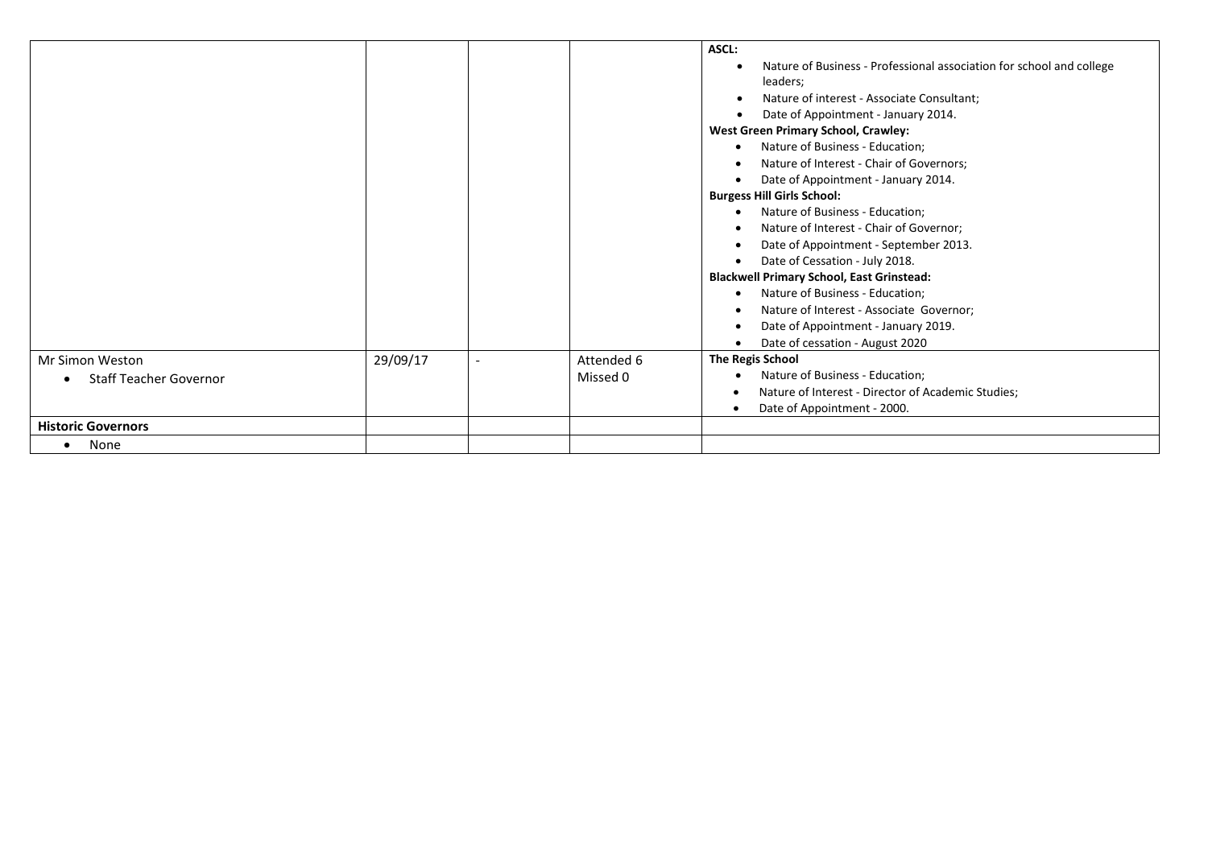| | | | | |
|---|---|---|---|---|
| | | | | **ASCL:**<br>• Nature of Business - Professional association for school and college leaders;<br>• Nature of interest - Associate Consultant;<br>• Date of Appointment - January 2014.<br>**West Green Primary School, Crawley:**<br>• Nature of Business - Education;<br>• Nature of Interest - Chair of Governors;<br>• Date of Appointment - January 2014.<br>**Burgess Hill Girls School:**<br>• Nature of Business - Education;<br>• Nature of Interest - Chair of Governor;<br>• Date of Appointment - September 2013.<br>• Date of Cessation - July 2018.<br>**Blackwell Primary School, East Grinstead:**<br>• Nature of Business - Education;<br>• Nature of Interest - Associate Governor;<br>• Date of Appointment - January 2019.<br>• Date of cessation - August 2020 |
| Mr Simon Weston<br>• Staff Teacher Governor | 29/09/17 | - | Attended 6<br>Missed 0 | **The Regis School**<br>• Nature of Business - Education;<br>• Nature of Interest - Director of Academic Studies;<br>• Date of Appointment - 2000. |
| **Historic Governors** | | | | |
| • None | | | | |